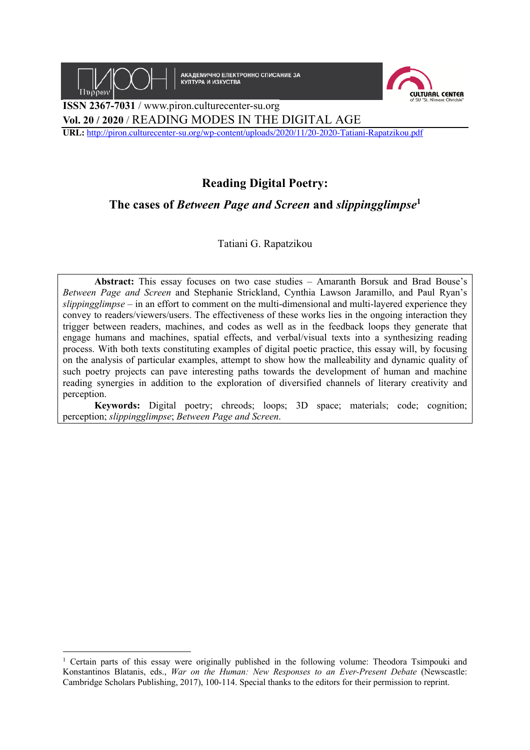ISSN 2367-7031 / www.piron.culturecenter-su.org

Vol. 20 / 2020 / READING MODES IN THE DIGITAL AGE

**URL:** http://piron.culturecenter-su.org/wp-content/uploads/2020/11/20-2020-Tatiani-Rapatzikou.pdf

# Reading Digital Poetry:

## The cases of *Between Page and Screen* and *slippingglimpse*[1]

Tatiani G. Rapatzikou

**Abstract:** This essay focuses on two case studies – Amaranth Borsuk and Brad Bouse's *Between Page and Screen* and Stephanie Strickland, Cynthia Lawson Jaramillo, and Paul Ryan's *slippingglimpse* – in an effort to comment on the multi-dimensional and multi-layered experience they convey to readers/viewers/users. The effectiveness of these works lies in the ongoing interaction they trigger between readers, machines, and codes as well as in the feedback loops they generate that engage humans and machines, spatial effects, and verbal/visual texts into a synthesizing reading process. With both texts constituting examples of digital poetic practice, this essay will, by focusing on the analysis of particular examples, attempt to show how the malleability and dynamic quality of such poetry projects can pave interesting paths towards the development of human and machine reading synergies in addition to the exploration of diversified channels of literary creativity and perception.

**Keywords:** Digital poetry; chreods; loops; 3D space; materials; code; cognition; perception; *slippingglimpse*; *Between Page and Screen*.

---

[1] Certain parts of this essay were originally published in the following volume: Theodora Tsimpouki and Konstantinos Blatanis, eds., *War on the Human: New Responses to an Ever-Present Debate* (Newscastle: Cambridge Scholars Publishing, 2017), 100-114. Special thanks to the editors for their permission to reprint.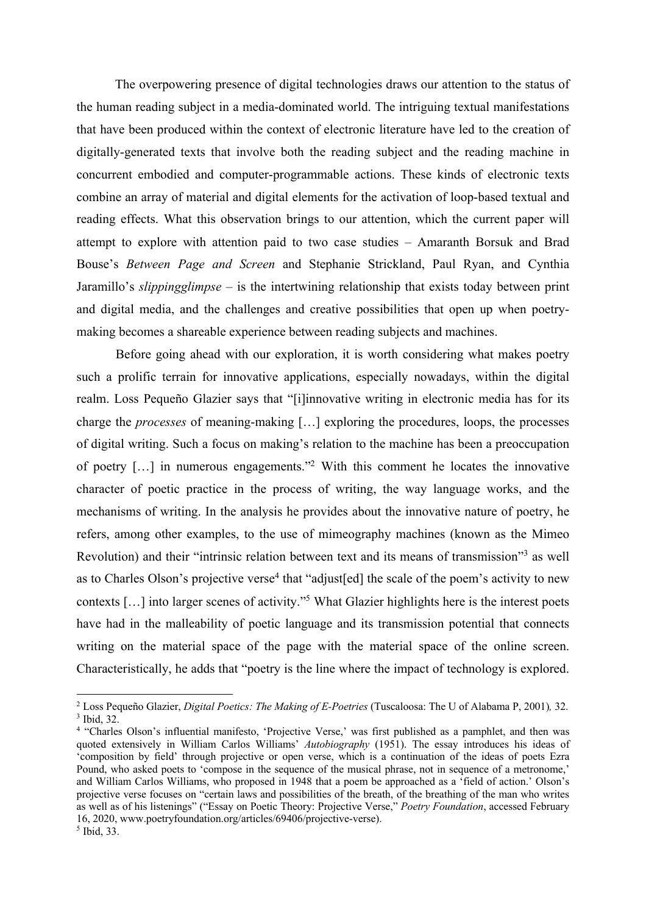The overpowering presence of digital technologies draws our attention to the status of the human reading subject in a media-dominated world. The intriguing textual manifestations that have been produced within the context of electronic literature have led to the creation of digitally-generated texts that involve both the reading subject and the reading machine in concurrent embodied and computer-programmable actions. These kinds of electronic texts combine an array of material and digital elements for the activation of loop-based textual and reading effects. What this observation brings to our attention, which the current paper will attempt to explore with attention paid to two case studies – Amaranth Borsuk and Brad Bouse's *Between Page and Screen* and Stephanie Strickland, Paul Ryan, and Cynthia Jaramillo's *slippingglimpse* – is the intertwining relationship that exists today between print and digital media, and the challenges and creative possibilities that open up when poetry-making becomes a shareable experience between reading subjects and machines.

Before going ahead with our exploration, it is worth considering what makes poetry such a prolific terrain for innovative applications, especially nowadays, within the digital realm. Loss Pequeño Glazier says that "[i]innovative writing in electronic media has for its charge the *processes* of meaning-making […] exploring the procedures, loops, the processes of digital writing. Such a focus on making's relation to the machine has been a preoccupation of poetry […] in numerous engagements."[2] With this comment he locates the innovative character of poetic practice in the process of writing, the way language works, and the mechanisms of writing. In the analysis he provides about the innovative nature of poetry, he refers, among other examples, to the use of mimeography machines (known as the Mimeo Revolution) and their "intrinsic relation between text and its means of transmission"[3] as well as to Charles Olson's projective verse[4] that "adjust[ed] the scale of the poem's activity to new contexts […] into larger scenes of activity."[5] What Glazier highlights here is the interest poets have had in the malleability of poetic language and its transmission potential that connects writing on the material space of the page with the material space of the online screen. Characteristically, he adds that "poetry is the line where the impact of technology is explored.

---

[2] Loss Pequeño Glazier, *Digital Poetics: The Making of E-Poetries* (Tuscaloosa: The U of Alabama P, 2001), 32.

[3] Ibid, 32.

[4] "Charles Olson's influential manifesto, 'Projective Verse,' was first published as a pamphlet, and then was quoted extensively in William Carlos Williams' *Autobiography* (1951). The essay introduces his ideas of 'composition by field' through projective or open verse, which is a continuation of the ideas of poets Ezra Pound, who asked poets to 'compose in the sequence of the musical phrase, not in sequence of a metronome,' and William Carlos Williams, who proposed in 1948 that a poem be approached as a 'field of action.' Olson's projective verse focuses on "certain laws and possibilities of the breath, of the breathing of the man who writes as well as of his listenings" ("Essay on Poetic Theory: Projective Verse," *Poetry Foundation*, accessed February 16, 2020, www.poetryfoundation.org/articles/69406/projective-verse).

[5] Ibid, 33.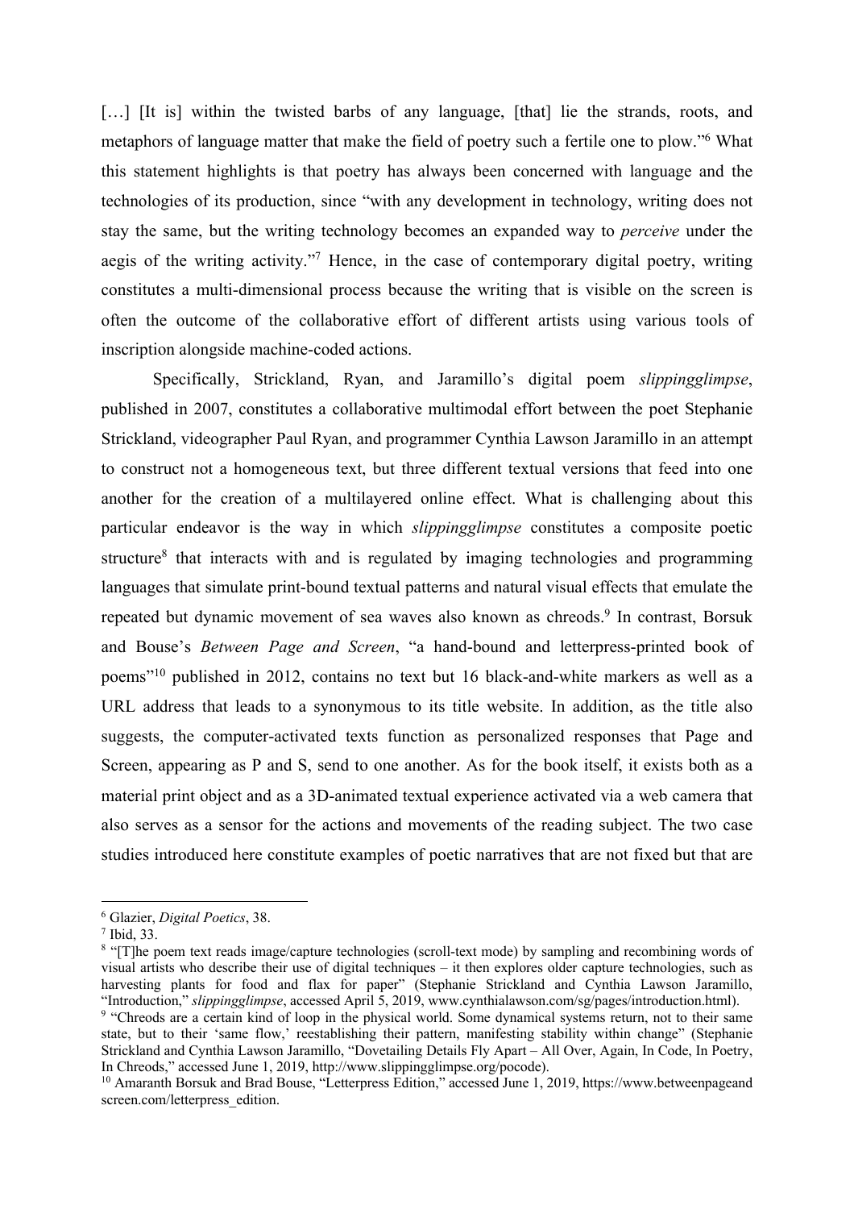[…] [It is] within the twisted barbs of any language, [that] lie the strands, roots, and metaphors of language matter that make the field of poetry such a fertile one to plow."[6] What this statement highlights is that poetry has always been concerned with language and the technologies of its production, since "with any development in technology, writing does not stay the same, but the writing technology becomes an expanded way to *perceive* under the aegis of the writing activity."[7] Hence, in the case of contemporary digital poetry, writing constitutes a multi-dimensional process because the writing that is visible on the screen is often the outcome of the collaborative effort of different artists using various tools of inscription alongside machine-coded actions.

Specifically, Strickland, Ryan, and Jaramillo's digital poem *slippingglimpse*, published in 2007, constitutes a collaborative multimodal effort between the poet Stephanie Strickland, videographer Paul Ryan, and programmer Cynthia Lawson Jaramillo in an attempt to construct not a homogeneous text, but three different textual versions that feed into one another for the creation of a multilayered online effect. What is challenging about this particular endeavor is the way in which *slippingglimpse* constitutes a composite poetic structure[8] that interacts with and is regulated by imaging technologies and programming languages that simulate print-bound textual patterns and natural visual effects that emulate the repeated but dynamic movement of sea waves also known as chreods.[9] In contrast, Borsuk and Bouse's *Between Page and Screen*, "a hand-bound and letterpress-printed book of poems"[10] published in 2012, contains no text but 16 black-and-white markers as well as a URL address that leads to a synonymous to its title website. In addition, as the title also suggests, the computer-activated texts function as personalized responses that Page and Screen, appearing as P and S, send to one another. As for the book itself, it exists both as a material print object and as a 3D-animated textual experience activated via a web camera that also serves as a sensor for the actions and movements of the reading subject. The two case studies introduced here constitute examples of poetic narratives that are not fixed but that are

---

[6] Glazier, *Digital Poetics*, 38.

[7] Ibid, 33.

[8] "[T]he poem text reads image/capture technologies (scroll-text mode) by sampling and recombining words of visual artists who describe their use of digital techniques – it then explores older capture technologies, such as harvesting plants for food and flax for paper" (Stephanie Strickland and Cynthia Lawson Jaramillo, "Introduction," *slippingglimpse*, accessed April 5, 2019, www.cynthialawson.com/sg/pages/introduction.html).

[9] "Chreods are a certain kind of loop in the physical world. Some dynamical systems return, not to their same state, but to their 'same flow,' reestablishing their pattern, manifesting stability within change" (Stephanie Strickland and Cynthia Lawson Jaramillo, "Dovetailing Details Fly Apart – All Over, Again, In Code, In Poetry, In Chreods," accessed June 1, 2019, http://www.slippingglimpse.org/pocode).

[10] Amaranth Borsuk and Brad Bouse, "Letterpress Edition," accessed June 1, 2019, https://www.betweenpageandscreen.com/letterpress_edition.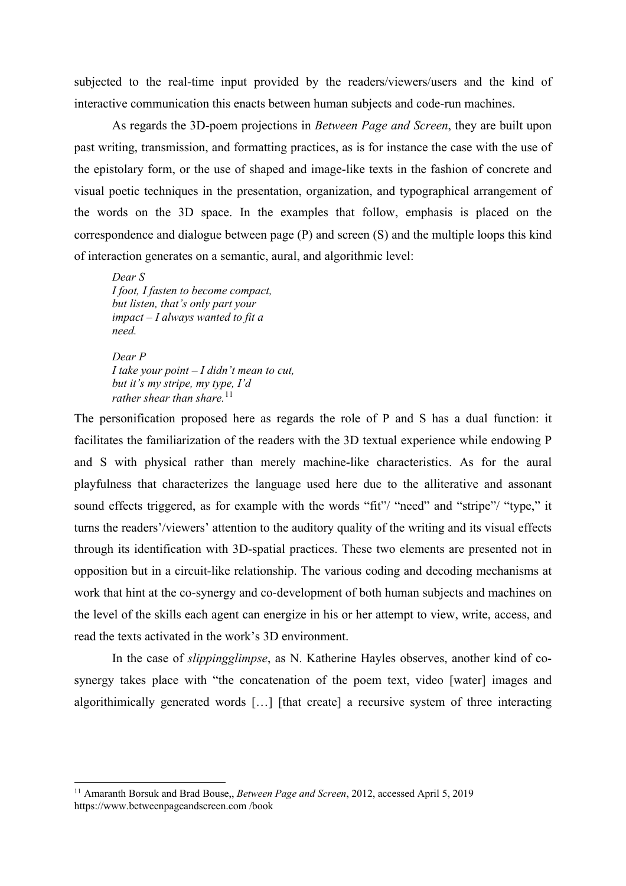subjected to the real-time input provided by the readers/viewers/users and the kind of interactive communication this enacts between human subjects and code-run machines.

As regards the 3D-poem projections in *Between Page and Screen*, they are built upon past writing, transmission, and formatting practices, as is for instance the case with the use of the epistolary form, or the use of shaped and image-like texts in the fashion of concrete and visual poetic techniques in the presentation, organization, and typographical arrangement of the words on the 3D space. In the examples that follow, emphasis is placed on the correspondence and dialogue between page (P) and screen (S) and the multiple loops this kind of interaction generates on a semantic, aural, and algorithmic level:

> *Dear S*
> *I foot, I fasten to become compact,*
> *but listen, that's only part your*
> *impact – I always wanted to fit a*
> *need.*
>
> *Dear P*
> *I take your point – I didn't mean to cut,*
> *but it's my stripe, my type, I'd*
> *rather shear than share.*[11]

The personification proposed here as regards the role of P and S has a dual function: it facilitates the familiarization of the readers with the 3D textual experience while endowing P and S with physical rather than merely machine-like characteristics. As for the aural playfulness that characterizes the language used here due to the alliterative and assonant sound effects triggered, as for example with the words "fit"/ "need" and "stripe"/ "type," it turns the readers'/viewers' attention to the auditory quality of the writing and its visual effects through its identification with 3D-spatial practices. These two elements are presented not in opposition but in a circuit-like relationship. The various coding and decoding mechanisms at work that hint at the co-synergy and co-development of both human subjects and machines on the level of the skills each agent can energize in his or her attempt to view, write, access, and read the texts activated in the work's 3D environment.

In the case of *slippingglimpse*, as N. Katherine Hayles observes, another kind of co-synergy takes place with "the concatenation of the poem text, video [water] images and algorithimically generated words […] [that create] a recursive system of three interacting

---

[11] Amaranth Borsuk and Brad Bouse,, *Between Page and Screen*, 2012, accessed April 5, 2019 https://www.betweenpageandscreen.com /book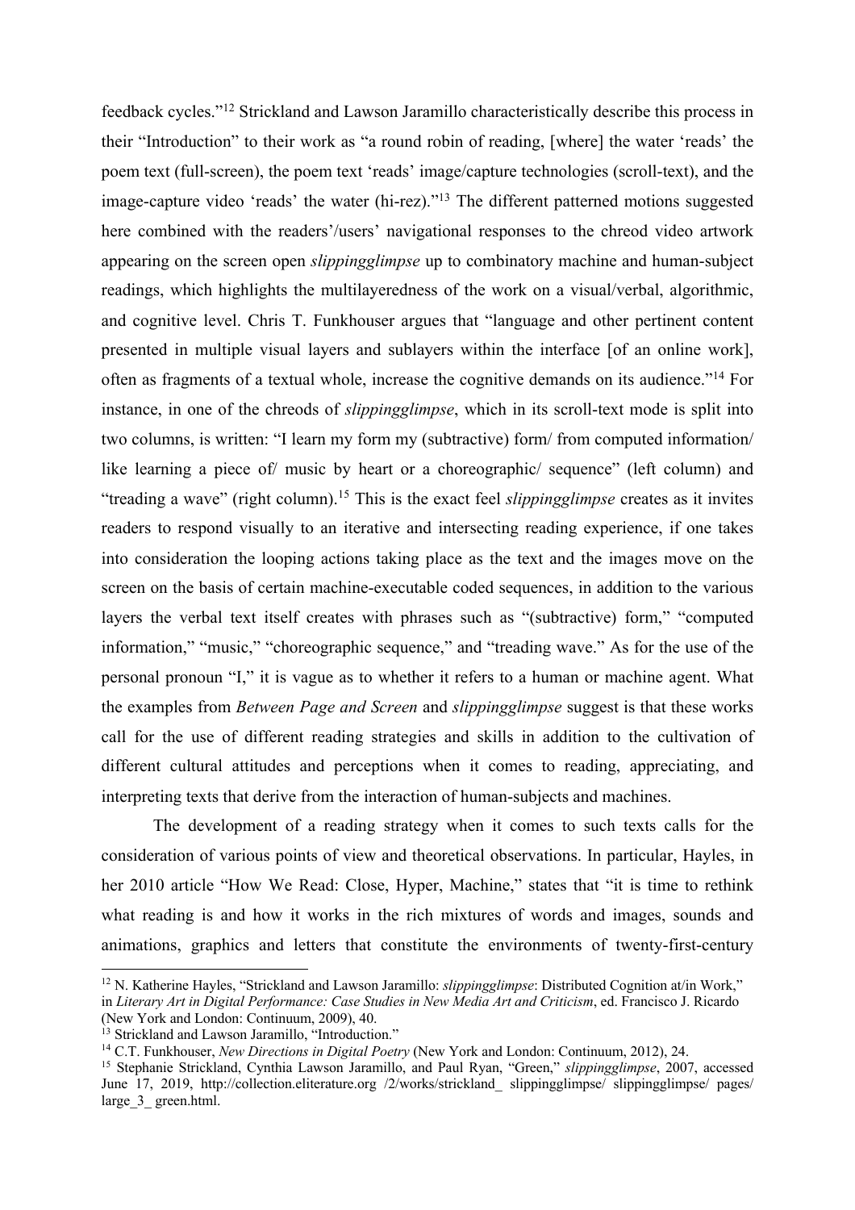feedback cycles."[12] Strickland and Lawson Jaramillo characteristically describe this process in their "Introduction" to their work as "a round robin of reading, [where] the water 'reads' the poem text (full-screen), the poem text 'reads' image/capture technologies (scroll-text), and the image-capture video 'reads' the water (hi-rez)."[13] The different patterned motions suggested here combined with the readers'/users' navigational responses to the chreod video artwork appearing on the screen open *slippingglimpse* up to combinatory machine and human-subject readings, which highlights the multilayeredness of the work on a visual/verbal, algorithmic, and cognitive level. Chris T. Funkhouser argues that "language and other pertinent content presented in multiple visual layers and sublayers within the interface [of an online work], often as fragments of a textual whole, increase the cognitive demands on its audience."[14] For instance, in one of the chreods of *slippingglimpse*, which in its scroll-text mode is split into two columns, is written: "I learn my form my (subtractive) form/ from computed information/ like learning a piece of/ music by heart or a choreographic/ sequence" (left column) and "treading a wave" (right column).[15] This is the exact feel *slippingglimpse* creates as it invites readers to respond visually to an iterative and intersecting reading experience, if one takes into consideration the looping actions taking place as the text and the images move on the screen on the basis of certain machine-executable coded sequences, in addition to the various layers the verbal text itself creates with phrases such as "(subtractive) form," "computed information," "music," "choreographic sequence," and "treading wave." As for the use of the personal pronoun "I," it is vague as to whether it refers to a human or machine agent. What the examples from *Between Page and Screen* and *slippingglimpse* suggest is that these works call for the use of different reading strategies and skills in addition to the cultivation of different cultural attitudes and perceptions when it comes to reading, appreciating, and interpreting texts that derive from the interaction of human-subjects and machines.

The development of a reading strategy when it comes to such texts calls for the consideration of various points of view and theoretical observations. In particular, Hayles, in her 2010 article "How We Read: Close, Hyper, Machine," states that "it is time to rethink what reading is and how it works in the rich mixtures of words and images, sounds and animations, graphics and letters that constitute the environments of twenty-first-century

---

[12] N. Katherine Hayles, "Strickland and Lawson Jaramillo: *slippingglimpse*: Distributed Cognition at/in Work," in *Literary Art in Digital Performance: Case Studies in New Media Art and Criticism*, ed. Francisco J. Ricardo (New York and London: Continuum, 2009), 40.

[13] Strickland and Lawson Jaramillo, "Introduction."

[14] C.T. Funkhouser, *New Directions in Digital Poetry* (New York and London: Continuum, 2012), 24.

[15] Stephanie Strickland, Cynthia Lawson Jaramillo, and Paul Ryan, "Green," *slippingglimpse*, 2007, accessed June 17, 2019, http://collection.eliterature.org /2/works/strickland_ slippingglimpse/ slippingglimpse/ pages/ large_3_ green.html.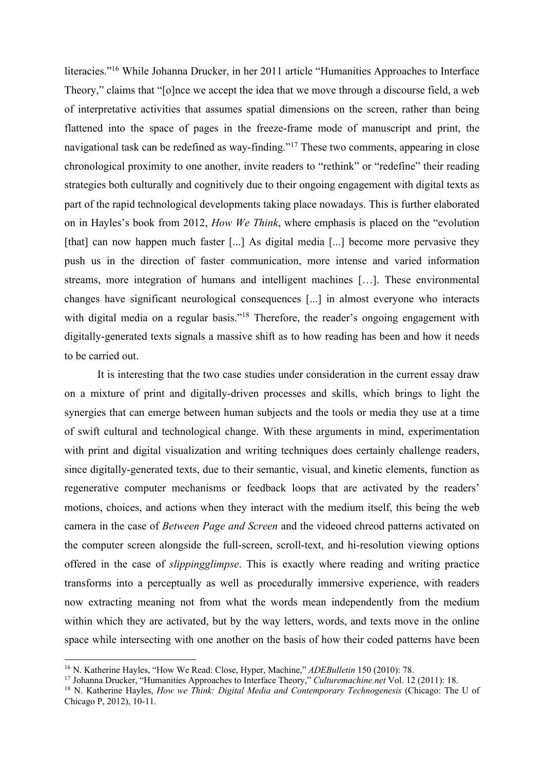literacies."[16] While Johanna Drucker, in her 2011 article "Humanities Approaches to Interface Theory," claims that "[o]nce we accept the idea that we move through a discourse field, a web of interpretative activities that assumes spatial dimensions on the screen, rather than being flattened into the space of pages in the freeze-frame mode of manuscript and print, the navigational task can be redefined as way-finding."[17] These two comments, appearing in close chronological proximity to one another, invite readers to "rethink" or "redefine" their reading strategies both culturally and cognitively due to their ongoing engagement with digital texts as part of the rapid technological developments taking place nowadays. This is further elaborated on in Hayles's book from 2012, *How We Think*, where emphasis is placed on the "evolution [that] can now happen much faster [...] As digital media [...] become more pervasive they push us in the direction of faster communication, more intense and varied information streams, more integration of humans and intelligent machines […]. These environmental changes have significant neurological consequences [...] in almost everyone who interacts with digital media on a regular basis."[18] Therefore, the reader's ongoing engagement with digitally-generated texts signals a massive shift as to how reading has been and how it needs to be carried out.

It is interesting that the two case studies under consideration in the current essay draw on a mixture of print and digitally-driven processes and skills, which brings to light the synergies that can emerge between human subjects and the tools or media they use at a time of swift cultural and technological change. With these arguments in mind, experimentation with print and digital visualization and writing techniques does certainly challenge readers, since digitally-generated texts, due to their semantic, visual, and kinetic elements, function as regenerative computer mechanisms or feedback loops that are activated by the readers' motions, choices, and actions when they interact with the medium itself, this being the web camera in the case of *Between Page and Screen* and the videoed chreod patterns activated on the computer screen alongside the full-screen, scroll-text, and hi-resolution viewing options offered in the case of *slippingglimpse*. This is exactly where reading and writing practice transforms into a perceptually as well as procedurally immersive experience, with readers now extracting meaning not from what the words mean independently from the medium within which they are activated, but by the way letters, words, and texts move in the online space while intersecting with one another on the basis of how their coded patterns have been

---

[16] N. Katherine Hayles, "How We Read: Close, Hyper, Machine," *ADEBulletin* 150 (2010): 78.

[17] Johanna Drucker, "Humanities Approaches to Interface Theory," *Culturemachine.net* Vol. 12 (2011): 18.

[18] N. Katherine Hayles, *How we Think: Digital Media and Contemporary Technogenesis* (Chicago: The U of Chicago P, 2012), 10-11.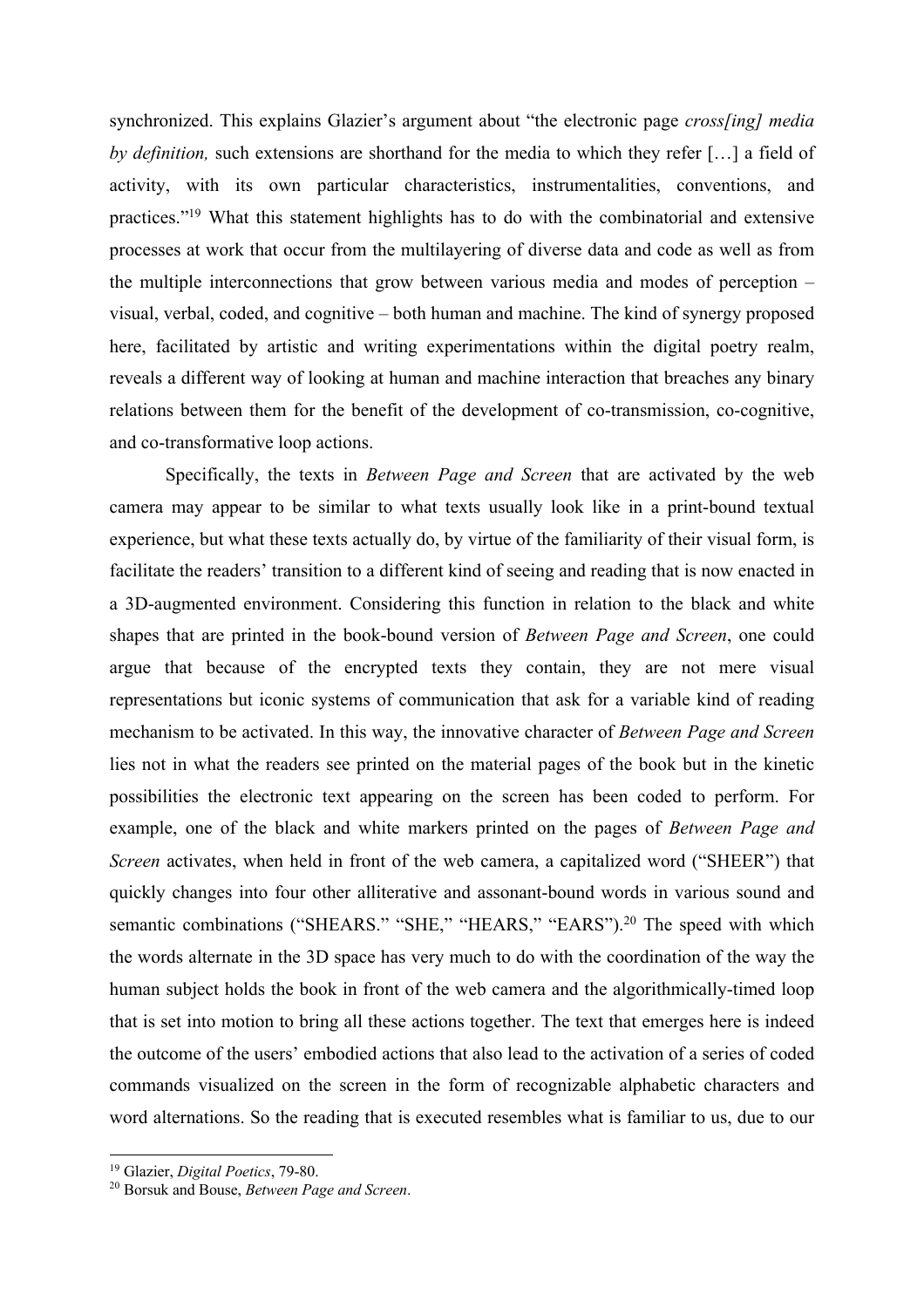synchronized. This explains Glazier's argument about "the electronic page *cross[ing] media by definition,* such extensions are shorthand for the media to which they refer […] a field of activity, with its own particular characteristics, instrumentalities, conventions, and practices."[19] What this statement highlights has to do with the combinatorial and extensive processes at work that occur from the multilayering of diverse data and code as well as from the multiple interconnections that grow between various media and modes of perception – visual, verbal, coded, and cognitive – both human and machine. The kind of synergy proposed here, facilitated by artistic and writing experimentations within the digital poetry realm, reveals a different way of looking at human and machine interaction that breaches any binary relations between them for the benefit of the development of co-transmission, co-cognitive, and co-transformative loop actions.

Specifically, the texts in *Between Page and Screen* that are activated by the web camera may appear to be similar to what texts usually look like in a print-bound textual experience, but what these texts actually do, by virtue of the familiarity of their visual form, is facilitate the readers' transition to a different kind of seeing and reading that is now enacted in a 3D-augmented environment. Considering this function in relation to the black and white shapes that are printed in the book-bound version of *Between Page and Screen*, one could argue that because of the encrypted texts they contain, they are not mere visual representations but iconic systems of communication that ask for a variable kind of reading mechanism to be activated. In this way, the innovative character of *Between Page and Screen* lies not in what the readers see printed on the material pages of the book but in the kinetic possibilities the electronic text appearing on the screen has been coded to perform. For example, one of the black and white markers printed on the pages of *Between Page and Screen* activates, when held in front of the web camera, a capitalized word ("SHEER") that quickly changes into four other alliterative and assonant-bound words in various sound and semantic combinations ("SHEARS." "SHE," "HEARS," "EARS").[20] The speed with which the words alternate in the 3D space has very much to do with the coordination of the way the human subject holds the book in front of the web camera and the algorithmically-timed loop that is set into motion to bring all these actions together. The text that emerges here is indeed the outcome of the users' embodied actions that also lead to the activation of a series of coded commands visualized on the screen in the form of recognizable alphabetic characters and word alternations. So the reading that is executed resembles what is familiar to us, due to our

[19] Glazier, *Digital Poetics*, 79-80.
[20] Borsuk and Bouse, *Between Page and Screen*.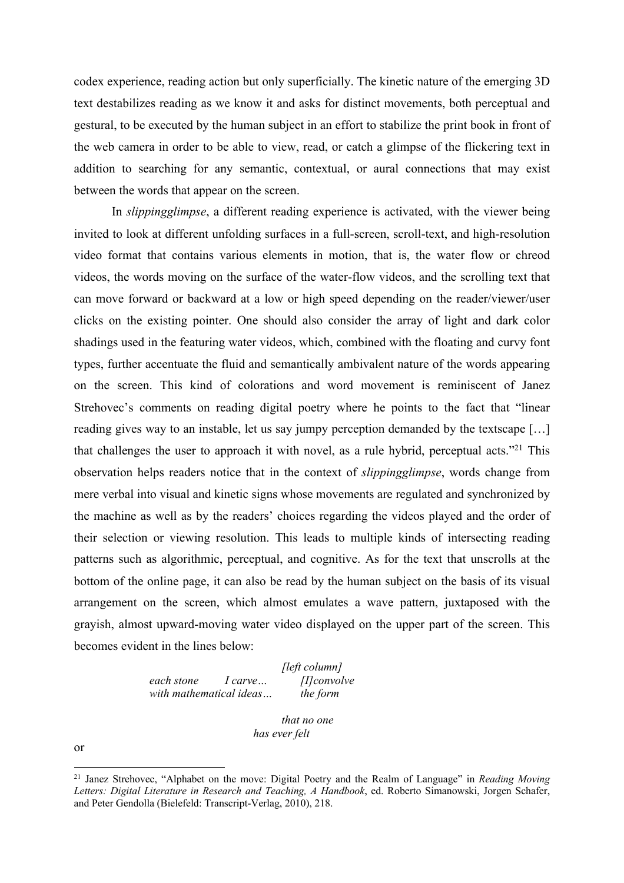codex experience, reading action but only superficially. The kinetic nature of the emerging 3D text destabilizes reading as we know it and asks for distinct movements, both perceptual and gestural, to be executed by the human subject in an effort to stabilize the print book in front of the web camera in order to be able to view, read, or catch a glimpse of the flickering text in addition to searching for any semantic, contextual, or aural connections that may exist between the words that appear on the screen.

In *slippingglimpse*, a different reading experience is activated, with the viewer being invited to look at different unfolding surfaces in a full-screen, scroll-text, and high-resolution video format that contains various elements in motion, that is, the water flow or chreod videos, the words moving on the surface of the water-flow videos, and the scrolling text that can move forward or backward at a low or high speed depending on the reader/viewer/user clicks on the existing pointer. One should also consider the array of light and dark color shadings used in the featuring water videos, which, combined with the floating and curvy font types, further accentuate the fluid and semantically ambivalent nature of the words appearing on the screen. This kind of colorations and word movement is reminiscent of Janez Strehovec's comments on reading digital poetry where he points to the fact that "linear reading gives way to an instable, let us say jumpy perception demanded by the textscape […] that challenges the user to approach it with novel, as a rule hybrid, perceptual acts."[21] This observation helps readers notice that in the context of *slippingglimpse*, words change from mere verbal into visual and kinetic signs whose movements are regulated and synchronized by the machine as well as by the readers' choices regarding the videos played and the order of their selection or viewing resolution. This leads to multiple kinds of intersecting reading patterns such as algorithmic, perceptual, and cognitive. As for the text that unscrolls at the bottom of the online page, it can also be read by the human subject on the basis of its visual arrangement on the screen, which almost emulates a wave pattern, juxtaposed with the grayish, almost upward-moving water video displayed on the upper part of the screen. This becomes evident in the lines below:

*[left column]*
*each stone I carve… [I]convolve*
*with mathematical ideas… the form*

*that no one*
*has ever felt*

or

---

[21] Janez Strehovec, "Alphabet on the move: Digital Poetry and the Realm of Language" in *Reading Moving Letters: Digital Literature in Research and Teaching, A Handbook*, ed. Roberto Simanowski, Jorgen Schafer, and Peter Gendolla (Bielefeld: Transcript-Verlag, 2010), 218.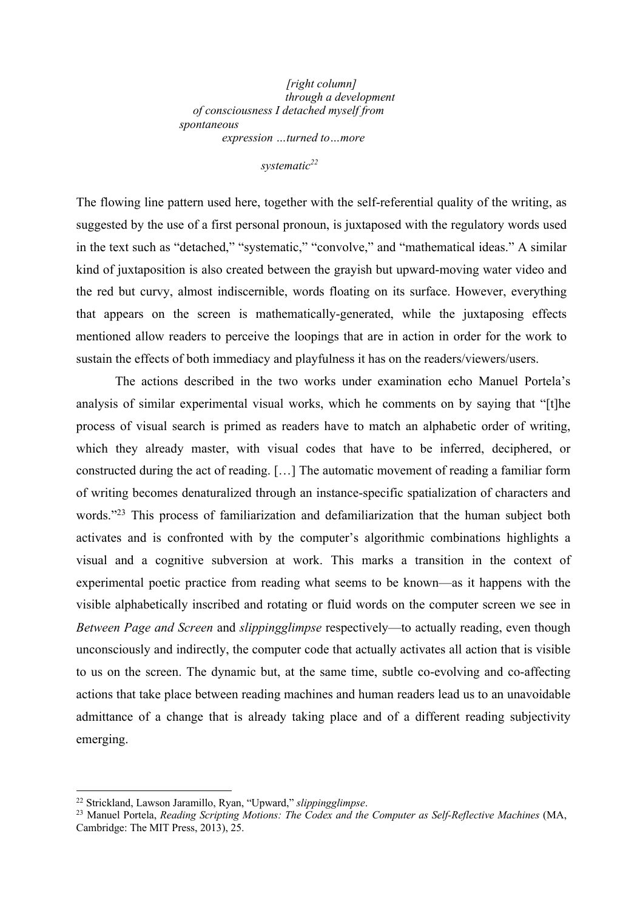*[right column]*  
*through a development*  
*of consciousness I detached myself from*  
*spontaneous*  
*expression …turned to…more*

*systematic*[22]

The flowing line pattern used here, together with the self-referential quality of the writing, as suggested by the use of a first personal pronoun, is juxtaposed with the regulatory words used in the text such as "detached," "systematic," "convolve," and "mathematical ideas." A similar kind of juxtaposition is also created between the grayish but upward-moving water video and the red but curvy, almost indiscernible, words floating on its surface. However, everything that appears on the screen is mathematically-generated, while the juxtaposing effects mentioned allow readers to perceive the loopings that are in action in order for the work to sustain the effects of both immediacy and playfulness it has on the readers/viewers/users.

The actions described in the two works under examination echo Manuel Portela's analysis of similar experimental visual works, which he comments on by saying that "[t]he process of visual search is primed as readers have to match an alphabetic order of writing, which they already master, with visual codes that have to be inferred, deciphered, or constructed during the act of reading. […] The automatic movement of reading a familiar form of writing becomes denaturalized through an instance-specific spatialization of characters and words."[23] This process of familiarization and defamiliarization that the human subject both activates and is confronted with by the computer's algorithmic combinations highlights a visual and a cognitive subversion at work. This marks a transition in the context of experimental poetic practice from reading what seems to be known—as it happens with the visible alphabetically inscribed and rotating or fluid words on the computer screen we see in *Between Page and Screen* and *slippingglimpse* respectively—to actually reading, even though unconsciously and indirectly, the computer code that actually activates all action that is visible to us on the screen. The dynamic but, at the same time, subtle co-evolving and co-affecting actions that take place between reading machines and human readers lead us to an unavoidable admittance of a change that is already taking place and of a different reading subjectivity emerging.

---

[22] Strickland, Lawson Jaramillo, Ryan, "Upward," *slippingglimpse*.

[23] Manuel Portela, *Reading Scripting Motions: The Codex and the Computer as Self-Reflective Machines* (MA, Cambridge: The MIT Press, 2013), 25.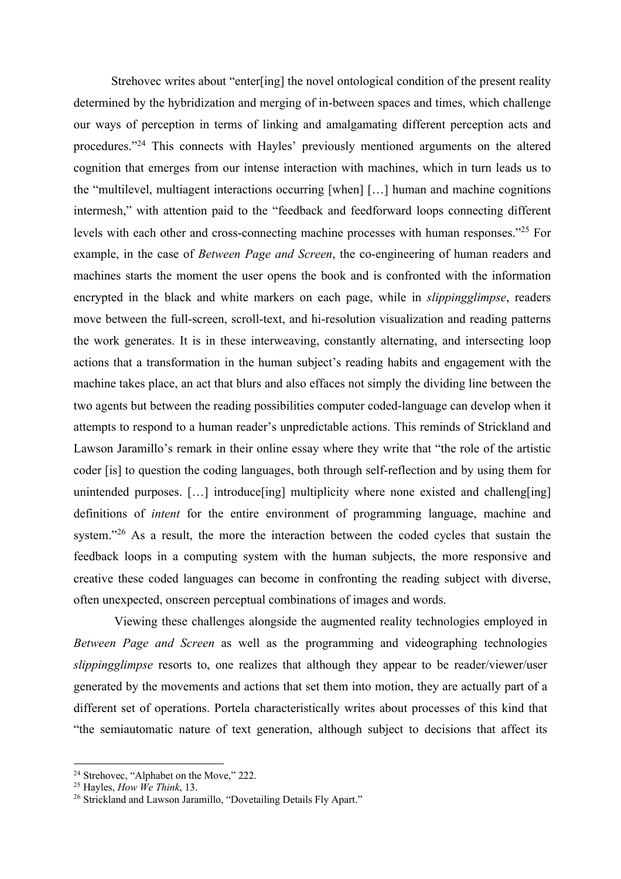Strehovec writes about "enter[ing] the novel ontological condition of the present reality determined by the hybridization and merging of in-between spaces and times, which challenge our ways of perception in terms of linking and amalgamating different perception acts and procedures."[24] This connects with Hayles' previously mentioned arguments on the altered cognition that emerges from our intense interaction with machines, which in turn leads us to the "multilevel, multiagent interactions occurring [when] […] human and machine cognitions intermesh," with attention paid to the "feedback and feedforward loops connecting different levels with each other and cross-connecting machine processes with human responses."[25] For example, in the case of *Between Page and Screen*, the co-engineering of human readers and machines starts the moment the user opens the book and is confronted with the information encrypted in the black and white markers on each page, while in *slippingglimpse*, readers move between the full-screen, scroll-text, and hi-resolution visualization and reading patterns the work generates. It is in these interweaving, constantly alternating, and intersecting loop actions that a transformation in the human subject's reading habits and engagement with the machine takes place, an act that blurs and also effaces not simply the dividing line between the two agents but between the reading possibilities computer coded-language can develop when it attempts to respond to a human reader's unpredictable actions. This reminds of Strickland and Lawson Jaramillo's remark in their online essay where they write that "the role of the artistic coder [is] to question the coding languages, both through self-reflection and by using them for unintended purposes. […] introduce[ing] multiplicity where none existed and challeng[ing] definitions of *intent* for the entire environment of programming language, machine and system."[26] As a result, the more the interaction between the coded cycles that sustain the feedback loops in a computing system with the human subjects, the more responsive and creative these coded languages can become in confronting the reading subject with diverse, often unexpected, onscreen perceptual combinations of images and words.

Viewing these challenges alongside the augmented reality technologies employed in *Between Page and Screen* as well as the programming and videographing technologies *slippingglimpse* resorts to, one realizes that although they appear to be reader/viewer/user generated by the movements and actions that set them into motion, they are actually part of a different set of operations. Portela characteristically writes about processes of this kind that "the semiautomatic nature of text generation, although subject to decisions that affect its

---

[24] Strehovec, "Alphabet on the Move," 222.

[25] Hayles, *How We Think*, 13.

[26] Strickland and Lawson Jaramillo, "Dovetailing Details Fly Apart."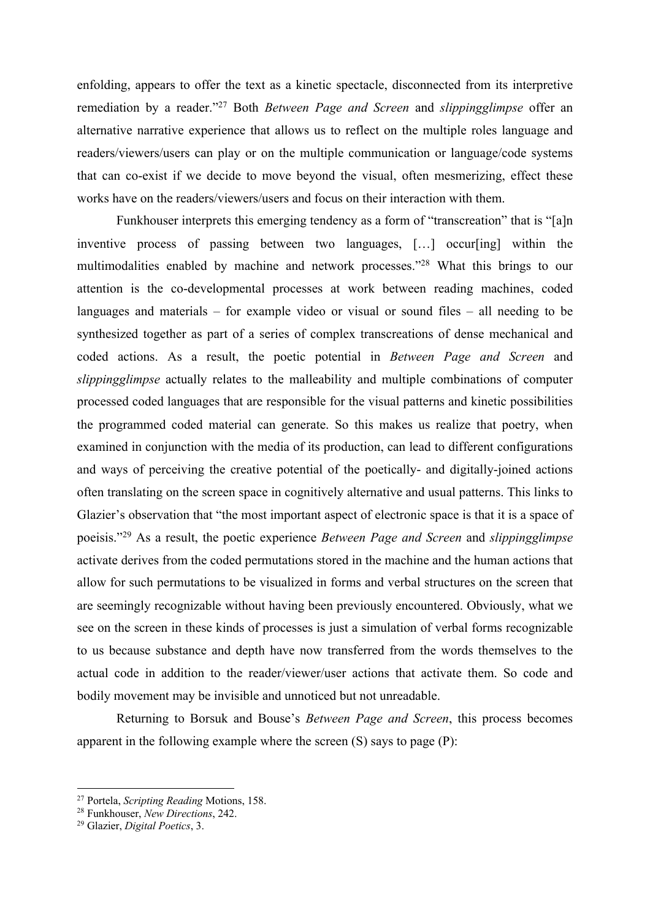enfolding, appears to offer the text as a kinetic spectacle, disconnected from its interpretive remediation by a reader."[27] Both *Between Page and Screen* and *slippingglimpse* offer an alternative narrative experience that allows us to reflect on the multiple roles language and readers/viewers/users can play or on the multiple communication or language/code systems that can co-exist if we decide to move beyond the visual, often mesmerizing, effect these works have on the readers/viewers/users and focus on their interaction with them.

Funkhouser interprets this emerging tendency as a form of "transcreation" that is "[a]n inventive process of passing between two languages, […] occur[ing] within the multimodalities enabled by machine and network processes."[28] What this brings to our attention is the co-developmental processes at work between reading machines, coded languages and materials – for example video or visual or sound files – all needing to be synthesized together as part of a series of complex transcreations of dense mechanical and coded actions. As a result, the poetic potential in *Between Page and Screen* and *slippingglimpse* actually relates to the malleability and multiple combinations of computer processed coded languages that are responsible for the visual patterns and kinetic possibilities the programmed coded material can generate. So this makes us realize that poetry, when examined in conjunction with the media of its production, can lead to different configurations and ways of perceiving the creative potential of the poetically- and digitally-joined actions often translating on the screen space in cognitively alternative and usual patterns. This links to Glazier's observation that "the most important aspect of electronic space is that it is a space of poeisis."[29] As a result, the poetic experience *Between Page and Screen* and *slippingglimpse* activate derives from the coded permutations stored in the machine and the human actions that allow for such permutations to be visualized in forms and verbal structures on the screen that are seemingly recognizable without having been previously encountered. Obviously, what we see on the screen in these kinds of processes is just a simulation of verbal forms recognizable to us because substance and depth have now transferred from the words themselves to the actual code in addition to the reader/viewer/user actions that activate them. So code and bodily movement may be invisible and unnoticed but not unreadable.

Returning to Borsuk and Bouse's *Between Page and Screen*, this process becomes apparent in the following example where the screen (S) says to page (P):

---

[27] Portela, *Scripting Reading* Motions, 158.
[28] Funkhouser, *New Directions*, 242.
[29] Glazier, *Digital Poetics*, 3.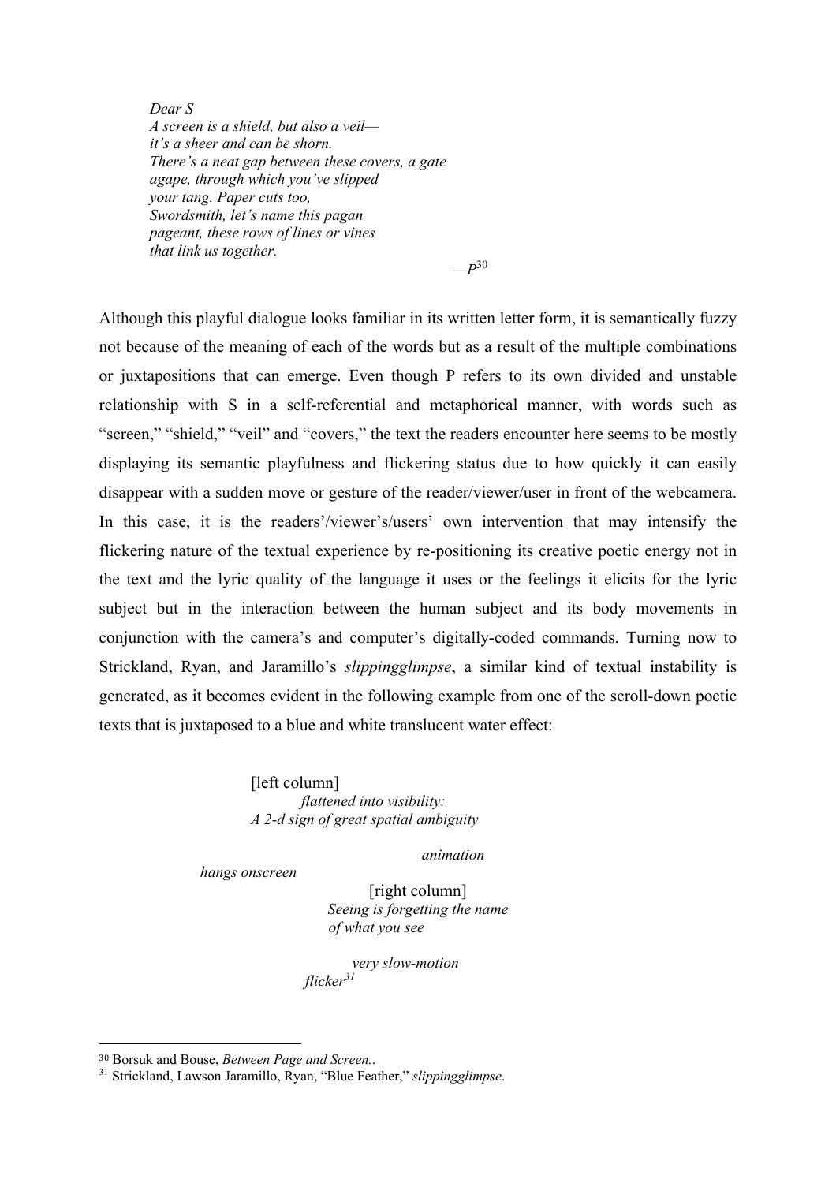*Dear S*
*A screen is a shield, but also a veil—*
*it's a sheer and can be shorn.*
*There's a neat gap between these covers, a gate*
*agape, through which you've slipped*
*your tang. Paper cuts too,*
*Swordsmith, let's name this pagan*
*pageant, these rows of lines or vines*
*that link us together.*

—*P*[30]

Although this playful dialogue looks familiar in its written letter form, it is semantically fuzzy not because of the meaning of each of the words but as a result of the multiple combinations or juxtapositions that can emerge. Even though P refers to its own divided and unstable relationship with S in a self-referential and metaphorical manner, with words such as "screen," "shield," "veil" and "covers," the text the readers encounter here seems to be mostly displaying its semantic playfulness and flickering status due to how quickly it can easily disappear with a sudden move or gesture of the reader/viewer/user in front of the webcamera. In this case, it is the readers'/viewer's/users' own intervention that may intensify the flickering nature of the textual experience by re-positioning its creative poetic energy not in the text and the lyric quality of the language it uses or the feelings it elicits for the lyric subject but in the interaction between the human subject and its body movements in conjunction with the camera's and computer's digitally-coded commands. Turning now to Strickland, Ryan, and Jaramillo's *slippingglimpse*, a similar kind of textual instability is generated, as it becomes evident in the following example from one of the scroll-down poetic texts that is juxtaposed to a blue and white translucent water effect:

[left column]
*flattened into visibility:*
*A 2-d sign of great spatial ambiguity*

*animation*

*hangs onscreen*

[right column]
*Seeing is forgetting the name*
*of what you see*

*very slow-motion*
*flicker*[31]

---

[30] Borsuk and Bouse, *Between Page and Screen..*

[31] Strickland, Lawson Jaramillo, Ryan, "Blue Feather," *slippingglimpse*.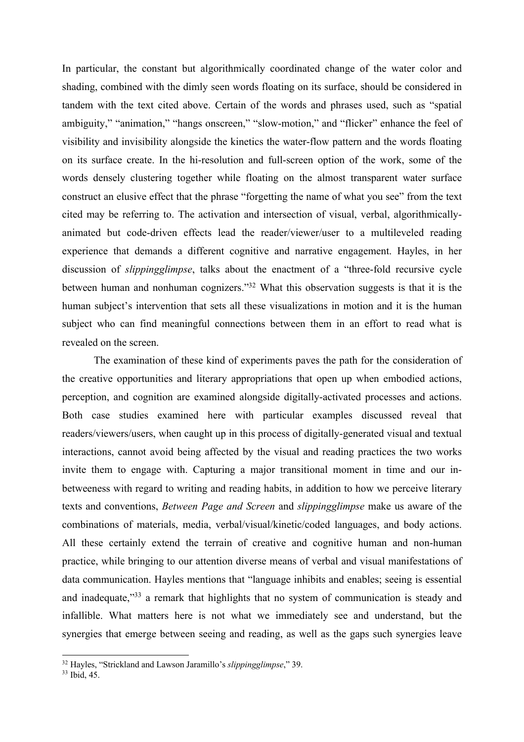In particular, the constant but algorithmically coordinated change of the water color and shading, combined with the dimly seen words floating on its surface, should be considered in tandem with the text cited above. Certain of the words and phrases used, such as "spatial ambiguity," "animation," "hangs onscreen," "slow-motion," and "flicker" enhance the feel of visibility and invisibility alongside the kinetics the water-flow pattern and the words floating on its surface create. In the hi-resolution and full-screen option of the work, some of the words densely clustering together while floating on the almost transparent water surface construct an elusive effect that the phrase "forgetting the name of what you see" from the text cited may be referring to. The activation and intersection of visual, verbal, algorithmically-animated but code-driven effects lead the reader/viewer/user to a multileveled reading experience that demands a different cognitive and narrative engagement. Hayles, in her discussion of *slippingglimpse*, talks about the enactment of a "three-fold recursive cycle between human and nonhuman cognizers."[32] What this observation suggests is that it is the human subject's intervention that sets all these visualizations in motion and it is the human subject who can find meaningful connections between them in an effort to read what is revealed on the screen.

The examination of these kind of experiments paves the path for the consideration of the creative opportunities and literary appropriations that open up when embodied actions, perception, and cognition are examined alongside digitally-activated processes and actions. Both case studies examined here with particular examples discussed reveal that readers/viewers/users, when caught up in this process of digitally-generated visual and textual interactions, cannot avoid being affected by the visual and reading practices the two works invite them to engage with. Capturing a major transitional moment in time and our in-betweeness with regard to writing and reading habits, in addition to how we perceive literary texts and conventions, *Between Page and Screen* and *slippingglimpse* make us aware of the combinations of materials, media, verbal/visual/kinetic/coded languages, and body actions. All these certainly extend the terrain of creative and cognitive human and non-human practice, while bringing to our attention diverse means of verbal and visual manifestations of data communication. Hayles mentions that "language inhibits and enables; seeing is essential and inadequate,"[33] a remark that highlights that no system of communication is steady and infallible. What matters here is not what we immediately see and understand, but the synergies that emerge between seeing and reading, as well as the gaps such synergies leave

---

[32] Hayles, "Strickland and Lawson Jaramillo's *slippingglimpse*," 39.

[33] Ibid, 45.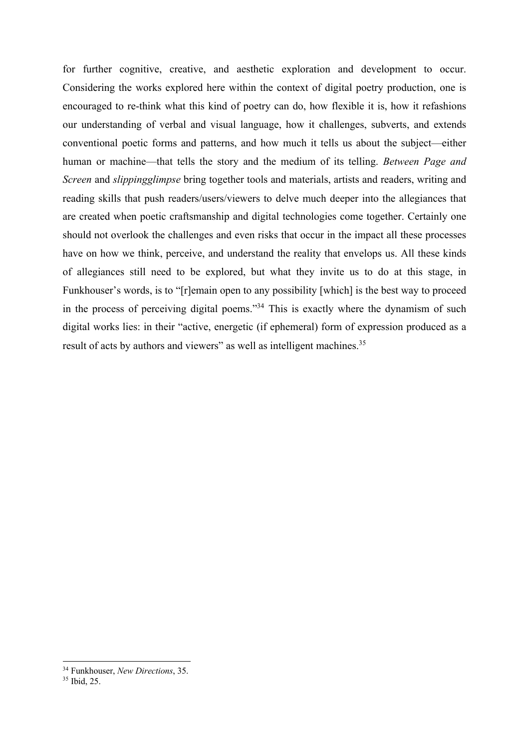for further cognitive, creative, and aesthetic exploration and development to occur. Considering the works explored here within the context of digital poetry production, one is encouraged to re-think what this kind of poetry can do, how flexible it is, how it refashions our understanding of verbal and visual language, how it challenges, subverts, and extends conventional poetic forms and patterns, and how much it tells us about the subject—either human or machine—that tells the story and the medium of its telling. *Between Page and Screen* and *slippingglimpse* bring together tools and materials, artists and readers, writing and reading skills that push readers/users/viewers to delve much deeper into the allegiances that are created when poetic craftsmanship and digital technologies come together. Certainly one should not overlook the challenges and even risks that occur in the impact all these processes have on how we think, perceive, and understand the reality that envelops us. All these kinds of allegiances still need to be explored, but what they invite us to do at this stage, in Funkhouser's words, is to "[r]emain open to any possibility [which] is the best way to proceed in the process of perceiving digital poems."[34] This is exactly where the dynamism of such digital works lies: in their "active, energetic (if ephemeral) form of expression produced as a result of acts by authors and viewers" as well as intelligent machines.[35]

---

[34] Funkhouser, *New Directions*, 35.
[35] Ibid, 25.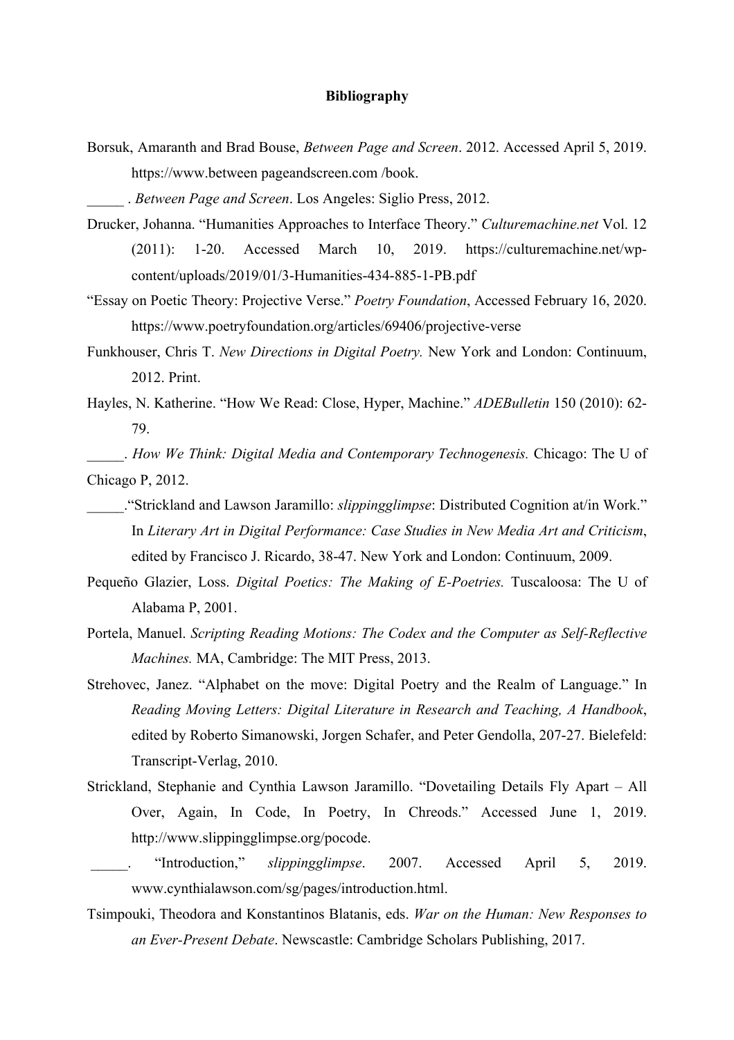**Bibliography**

Borsuk, Amaranth and Brad Bouse, *Between Page and Screen*. 2012. Accessed April 5, 2019. https://www.between pageandscreen.com /book.

_____ . *Between Page and Screen*. Los Angeles: Siglio Press, 2012.

Drucker, Johanna. "Humanities Approaches to Interface Theory." *Culturemachine.net* Vol. 12 (2011): 1-20. Accessed March 10, 2019. https://culturemachine.net/wp-content/uploads/2019/01/3-Humanities-434-885-1-PB.pdf

"Essay on Poetic Theory: Projective Verse." *Poetry Foundation*, Accessed February 16, 2020. https://www.poetryfoundation.org/articles/69406/projective-verse

Funkhouser, Chris T. *New Directions in Digital Poetry.* New York and London: Continuum, 2012. Print.

Hayles, N. Katherine. "How We Read: Close, Hyper, Machine." *ADEBulletin* 150 (2010): 62-79.

_____. *How We Think: Digital Media and Contemporary Technogenesis.* Chicago: The U of Chicago P, 2012.

_____."Strickland and Lawson Jaramillo: *slippingglimpse*: Distributed Cognition at/in Work." In *Literary Art in Digital Performance: Case Studies in New Media Art and Criticism*, edited by Francisco J. Ricardo, 38-47. New York and London: Continuum, 2009.

Pequeño Glazier, Loss. *Digital Poetics: The Making of E-Poetries.* Tuscaloosa: The U of Alabama P, 2001.

Portela, Manuel. *Scripting Reading Motions: The Codex and the Computer as Self-Reflective Machines.* MA, Cambridge: The MIT Press, 2013.

Strehovec, Janez. "Alphabet on the move: Digital Poetry and the Realm of Language." In *Reading Moving Letters: Digital Literature in Research and Teaching, A Handbook*, edited by Roberto Simanowski, Jorgen Schafer, and Peter Gendolla, 207-27. Bielefeld: Transcript-Verlag, 2010.

Strickland, Stephanie and Cynthia Lawson Jaramillo. "Dovetailing Details Fly Apart – All Over, Again, In Code, In Poetry, In Chreods." Accessed June 1, 2019. http://www.slippingglimpse.org/pocode.

_____. "Introduction," *slippingglimpse*. 2007. Accessed April 5, 2019. www.cynthialawson.com/sg/pages/introduction.html.

Tsimpouki, Theodora and Konstantinos Blatanis, eds. *War on the Human: New Responses to an Ever-Present Debate*. Newscastle: Cambridge Scholars Publishing, 2017.